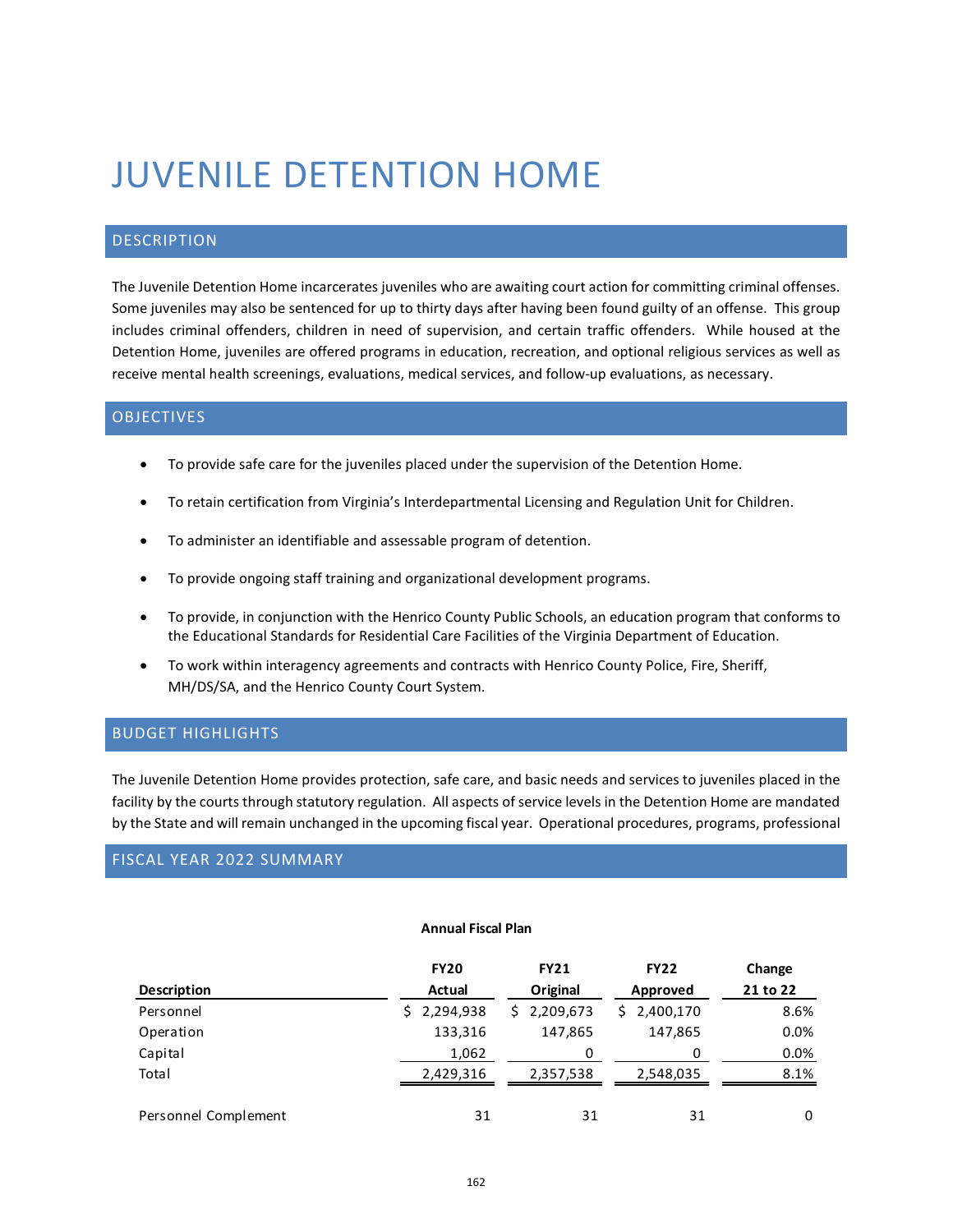# JUVENILE DETENTION HOME

## DESCRIPTION

The Juvenile Detention Home incarcerates juveniles who are awaiting court action for committing criminal offenses. Some juveniles may also be sentenced for up to thirty days after having been found guilty of an offense. This group includes criminal offenders, children in need of supervision, and certain traffic offenders. While housed at the Detention Home, juveniles are offered programs in education, recreation, and optional religious services as well as receive mental health screenings, evaluations, medical services, and follow-up evaluations, as necessary.

## OBJECTIVES

- To provide safe care for the juveniles placed under the supervision of the Detention Home.
- To retain certification from Virginia's Interdepartmental Licensing and Regulation Unit for Children.
- To administer an identifiable and assessable program of detention.
- To provide ongoing staff training and organizational development programs.
- To provide, in conjunction with the Henrico County Public Schools, an education program that conforms to the Educational Standards for Residential Care Facilities of the Virginia Department of Education.
- To work within interagency agreements and contracts with Henrico County Police, Fire, Sheriff, MH/DS/SA, and the Henrico County Court System.

## BUDGET HIGHLIGHTS

The Juvenile Detention Home provides protection, safe care, and basic needs and services to juveniles placed in the facility by the courts through statutory regulation. All aspects of service levels in the Detention Home are mandated by the State and will remain unchanged in the upcoming fiscal year. Operational procedures, programs, professional

## FISCAL YEAR 2022 SUMMARY

**Annual Fiscal Plan**

| Description | FY20 Actual | FY21 Original | FY22 Approved | Change 21 to 22 |
|---|---|---|---|---|
| Personnel | $ 2,294,938 | $ 2,209,673 | $ 2,400,170 | 8.6% |
| Operation | 133,316 | 147,865 | 147,865 | 0.0% |
| Capital | 1,062 | 0 | 0 | 0.0% |
| Total | 2,429,316 | 2,357,538 | 2,548,035 | 8.1% |
| | | | | |
| Personnel Complement | 31 | 31 | 31 | 0 |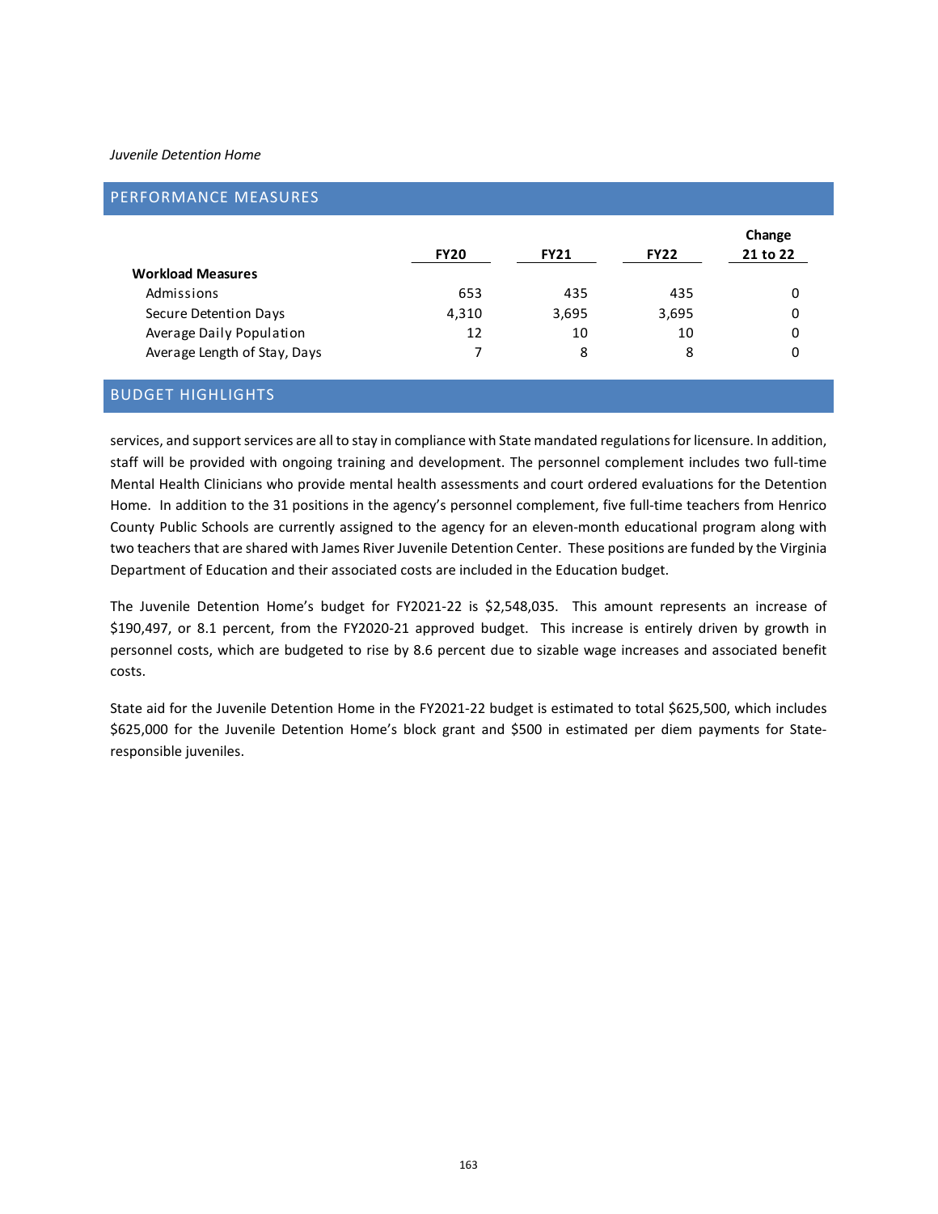*Juvenile Detention Home*

## PERFORMANCE MEASURES

| | FY20 | FY21 | FY22 | Change 21 to 22 |
|---|---|---|---|---|
| **Workload Measures** | | | | |
| Admissions | 653 | 435 | 435 | 0 |
| Secure Detention Days | 4,310 | 3,695 | 3,695 | 0 |
| Average Daily Population | 12 | 10 | 10 | 0 |
| Average Length of Stay, Days | 7 | 8 | 8 | 0 |

## BUDGET HIGHLIGHTS

services, and support services are all to stay in compliance with State mandated regulations for licensure. In addition, staff will be provided with ongoing training and development. The personnel complement includes two full-time Mental Health Clinicians who provide mental health assessments and court ordered evaluations for the Detention Home. In addition to the 31 positions in the agency's personnel complement, five full-time teachers from Henrico County Public Schools are currently assigned to the agency for an eleven-month educational program along with two teachers that are shared with James River Juvenile Detention Center. These positions are funded by the Virginia Department of Education and their associated costs are included in the Education budget.

The Juvenile Detention Home's budget for FY2021-22 is $2,548,035. This amount represents an increase of $190,497, or 8.1 percent, from the FY2020-21 approved budget. This increase is entirely driven by growth in personnel costs, which are budgeted to rise by 8.6 percent due to sizable wage increases and associated benefit costs.

State aid for the Juvenile Detention Home in the FY2021-22 budget is estimated to total $625,500, which includes $625,000 for the Juvenile Detention Home's block grant and $500 in estimated per diem payments for State-responsible juveniles.